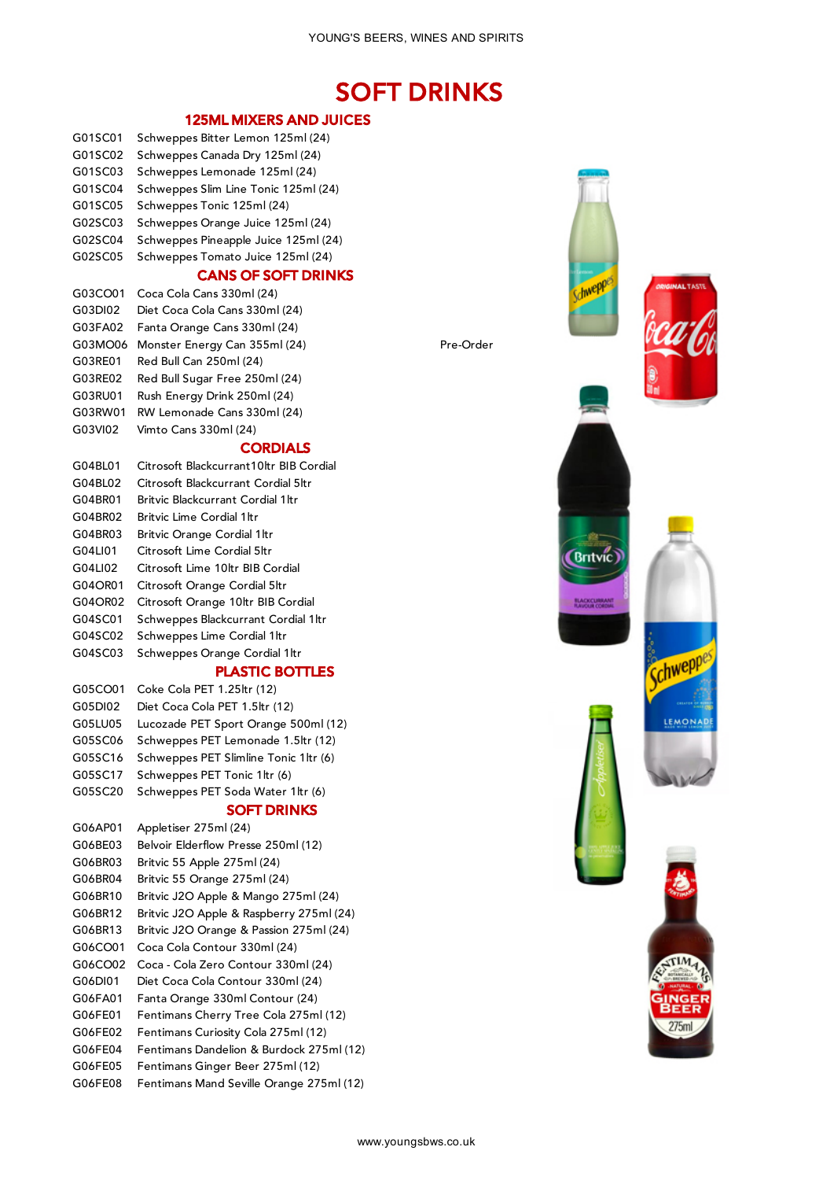YOUNG'S BEERS, WINES AND SPIRITS

# SOFT DRINKS

## 125ML MIXERS AND JUICES

| | | |
|---|---|---|
| G01SC01 | Schweppes Bitter Lemon 125ml (24) | |
| G01SC02 | Schweppes Canada Dry 125ml (24) | |
| G01SC03 | Schweppes Lemonade 125ml (24) | |
| G01SC04 | Schweppes Slim Line Tonic 125ml (24) | |
| G01SC05 | Schweppes Tonic 125ml (24) | |
| G02SC03 | Schweppes Orange Juice 125ml (24) | |
| G02SC04 | Schweppes Pineapple Juice 125ml (24) | |
| G02SC05 | Schweppes Tomato Juice 125ml (24) | |

## CANS OF SOFT DRINKS

| | | |
|---|---|---|
| G03CO01 | Coca Cola Cans 330ml (24) | |
| G03DI02 | Diet Coca Cola Cans 330ml (24) | |
| G03FA02 | Fanta Orange Cans 330ml (24) | |
| G03MO06 | Monster Energy Can 355ml (24) | Pre-Order |
| G03RE01 | Red Bull Can 250ml (24) | |
| G03RE02 | Red Bull Sugar Free 250ml (24) | |
| G03RU01 | Rush Energy Drink 250ml (24) | |
| G03RW01 | RW Lemonade Cans 330ml (24) | |
| G03VI02 | Vimto Cans 330ml (24) | |

## CORDIALS

| | |
|---|---|
| G04BL01 | Citrosoft Blackcurrant10ltr BIB Cordial |
| G04BL02 | Citrosoft Blackcurrant Cordial 5ltr |
| G04BR01 | Britvic Blackcurrant Cordial 1ltr |
| G04BR02 | Britvic Lime Cordial 1ltr |
| G04BR03 | Britvic Orange Cordial 1ltr |
| G04LI01 | Citrosoft Lime Cordial 5ltr |
| G04LI02 | Citrosoft Lime 10ltr BIB Cordial |
| G04OR01 | Citrosoft Orange Cordial 5ltr |
| G04OR02 | Citrosoft Orange 10ltr BIB Cordial |
| G04SC01 | Schweppes Blackcurrant Cordial 1ltr |
| G04SC02 | Schweppes Lime Cordial 1ltr |
| G04SC03 | Schweppes Orange Cordial 1ltr |

## PLASTIC BOTTLES

| | |
|---|---|
| G05CO01 | Coke Cola PET 1.25ltr (12) |
| G05DI02 | Diet Coca Cola PET 1.5ltr (12) |
| G05LU05 | Lucozade PET Sport Orange 500ml (12) |
| G05SC06 | Schweppes PET Lemonade 1.5ltr (12) |
| G05SC16 | Schweppes PET Slimline Tonic 1ltr (6) |
| G05SC17 | Schweppes PET Tonic 1ltr (6) |
| G05SC20 | Schweppes PET Soda Water 1ltr (6) |

## SOFT DRINKS

| | |
|---|---|
| G06AP01 | Appletiser 275ml (24) |
| G06BE03 | Belvoir Elderflow Presse 250ml (12) |
| G06BR03 | Britvic 55 Apple 275ml (24) |
| G06BR04 | Britvic 55 Orange 275ml (24) |
| G06BR10 | Britvic J2O Apple & Mango 275ml (24) |
| G06BR12 | Britvic J2O Apple & Raspberry 275ml (24) |
| G06BR13 | Britvic J2O Orange & Passion 275ml (24) |
| G06CO01 | Coca Cola Contour 330ml (24) |
| G06CO02 | Coca - Cola Zero Contour 330ml (24) |
| G06DI01 | Diet Coca Cola Contour 330ml (24) |
| G06FA01 | Fanta Orange 330ml Contour (24) |
| G06FE01 | Fentimans Cherry Tree Cola 275ml (12) |
| G06FE02 | Fentimans Curiosity Cola 275ml (12) |
| G06FE04 | Fentimans Dandelion & Burdock 275ml (12) |
| G06FE05 | Fentimans Ginger Beer 275ml (12) |
| G06FE08 | Fentimans Mand Seville Orange 275ml (12) |

www.youngsbws.co.uk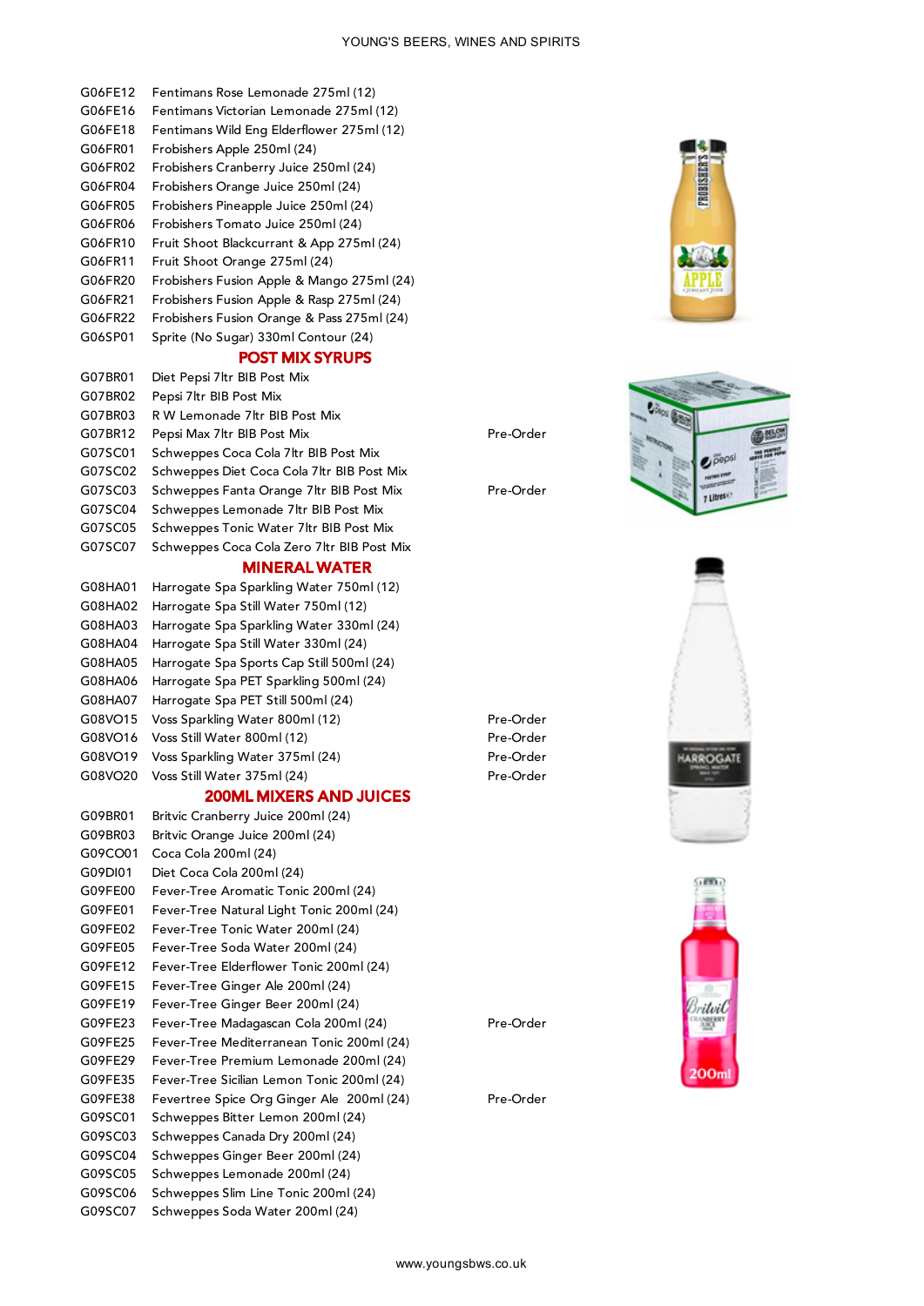| | | |
|---|---|---|
| G06FE12 | Fentimans Rose Lemonade 275ml (12) | |
| G06FE16 | Fentimans Victorian Lemonade 275ml (12) | |
| G06FE18 | Fentimans Wild Eng Elderflower 275ml (12) | |
| G06FR01 | Frobishers Apple 250ml (24) | |
| G06FR02 | Frobishers Cranberry Juice 250ml (24) | |
| G06FR04 | Frobishers Orange Juice 250ml (24) | |
| G06FR05 | Frobishers Pineapple Juice 250ml (24) | |
| G06FR06 | Frobishers Tomato Juice 250ml (24) | |
| G06FR10 | Fruit Shoot Blackcurrant & App 275ml (24) | |
| G06FR11 | Fruit Shoot Orange 275ml (24) | |
| G06FR20 | Frobishers Fusion Apple & Mango 275ml (24) | |
| G06FR21 | Frobishers Fusion Apple & Rasp 275ml (24) | |
| G06FR22 | Frobishers Fusion Orange & Pass 275ml (24) | |
| G06SP01 | Sprite (No Sugar) 330ml Contour (24) | |

## POST MIX SYRUPS

| | | |
|---|---|---|
| G07BR01 | Diet Pepsi 7ltr BIB Post Mix | |
| G07BR02 | Pepsi 7ltr BIB Post Mix | |
| G07BR03 | R W Lemonade 7ltr BIB Post Mix | |
| G07BR12 | Pepsi Max 7ltr BIB Post Mix | Pre-Order |
| G07SC01 | Schweppes Coca Cola 7ltr BIB Post Mix | |
| G07SC02 | Schweppes Diet Coca Cola 7ltr BIB Post Mix | |
| G07SC03 | Schweppes Fanta Orange 7ltr BIB Post Mix | Pre-Order |
| G07SC04 | Schweppes Lemonade 7ltr BIB Post Mix | |
| G07SC05 | Schweppes Tonic Water 7ltr BIB Post Mix | |
| G07SC07 | Schweppes Coca Cola Zero 7ltr BIB Post Mix | |

## MINERAL WATER

| | | |
|---|---|---|
| G08HA01 | Harrogate Spa Sparkling Water 750ml (12) | |
| G08HA02 | Harrogate Spa Still Water 750ml (12) | |
| G08HA03 | Harrogate Spa Sparkling Water 330ml (24) | |
| G08HA04 | Harrogate Spa Still Water 330ml (24) | |
| G08HA05 | Harrogate Spa Sports Cap Still 500ml (24) | |
| G08HA06 | Harrogate Spa PET Sparkling 500ml (24) | |
| G08HA07 | Harrogate Spa PET Still 500ml (24) | |
| G08VO15 | Voss Sparkling Water 800ml (12) | Pre-Order |
| G08VO16 | Voss Still Water 800ml (12) | Pre-Order |
| G08VO19 | Voss Sparkling Water 375ml (24) | Pre-Order |
| G08VO20 | Voss Still Water 375ml (24) | Pre-Order |

## 200ML MIXERS AND JUICES

| | | |
|---|---|---|
| G09BR01 | Britvic Cranberry Juice 200ml (24) | |
| G09BR03 | Britvic Orange Juice 200ml (24) | |
| G09CO01 | Coca Cola 200ml (24) | |
| G09DI01 | Diet Coca Cola 200ml (24) | |
| G09FE00 | Fever-Tree Aromatic Tonic 200ml (24) | |
| G09FE01 | Fever-Tree Natural Light Tonic 200ml (24) | |
| G09FE02 | Fever-Tree Tonic Water 200ml (24) | |
| G09FE05 | Fever-Tree Soda Water 200ml (24) | |
| G09FE12 | Fever-Tree Elderflower Tonic 200ml (24) | |
| G09FE15 | Fever-Tree Ginger Ale 200ml (24) | |
| G09FE19 | Fever-Tree Ginger Beer 200ml (24) | |
| G09FE23 | Fever-Tree Madagascan Cola 200ml (24) | Pre-Order |
| G09FE25 | Fever-Tree Mediterranean Tonic 200ml (24) | |
| G09FE29 | Fever-Tree Premium Lemonade 200ml (24) | |
| G09FE35 | Fever-Tree Sicilian Lemon Tonic 200ml (24) | |
| G09FE38 | Fevertree Spice Org Ginger Ale 200ml (24) | Pre-Order |
| G09SC01 | Schweppes Bitter Lemon 200ml (24) | |
| G09SC03 | Schweppes Canada Dry 200ml (24) | |
| G09SC04 | Schweppes Ginger Beer 200ml (24) | |
| G09SC05 | Schweppes Lemonade 200ml (24) | |
| G09SC06 | Schweppes Slim Line Tonic 200ml (24) | |
| G09SC07 | Schweppes Soda Water 200ml (24) | |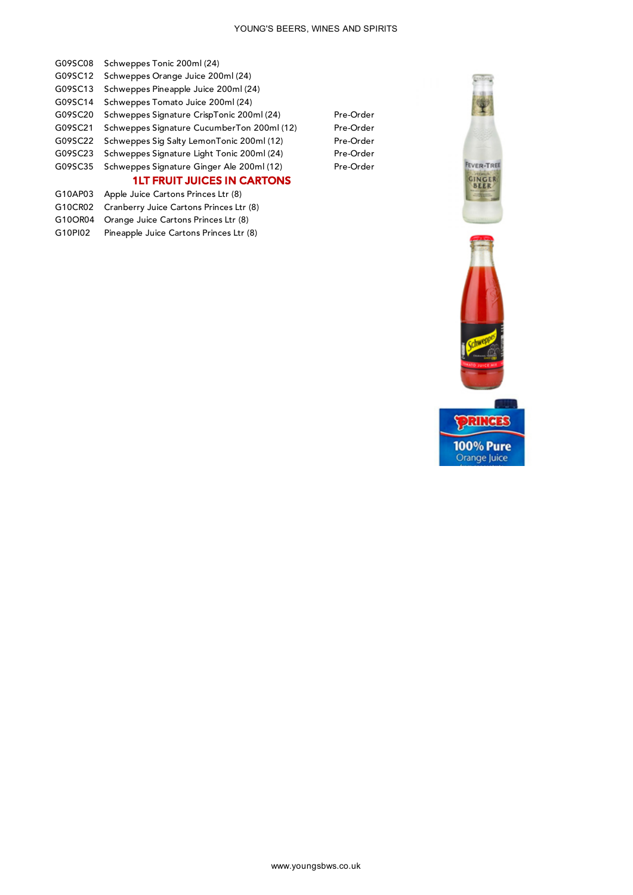| | | |
|---|---|---|
| G09SC08 | Schweppes Tonic 200ml (24) | |
| G09SC12 | Schweppes Orange Juice 200ml (24) | |
| G09SC13 | Schweppes Pineapple Juice 200ml (24) | |
| G09SC14 | Schweppes Tomato Juice 200ml (24) | |
| G09SC20 | Schweppes Signature CrispTonic 200ml (24) | Pre-Order |
| G09SC21 | Schweppes Signature CucumberTon 200ml (12) | Pre-Order |
| G09SC22 | Schweppes Sig Salty LemonTonic 200ml (12) | Pre-Order |
| G09SC23 | Schweppes Signature Light Tonic 200ml (24) | Pre-Order |
| G09SC35 | Schweppes Signature Ginger Ale 200ml (12) | Pre-Order |

## 1LT FRUIT JUICES IN CARTONS

| | |
|---|---|
| G10AP03 | Apple Juice Cartons Princes Ltr (8) |
| G10CR02 | Cranberry Juice Cartons Princes Ltr (8) |
| G10OR04 | Orange Juice Cartons Princes Ltr (8) |
| G10PI02 | Pineapple Juice Cartons Princes Ltr (8) |